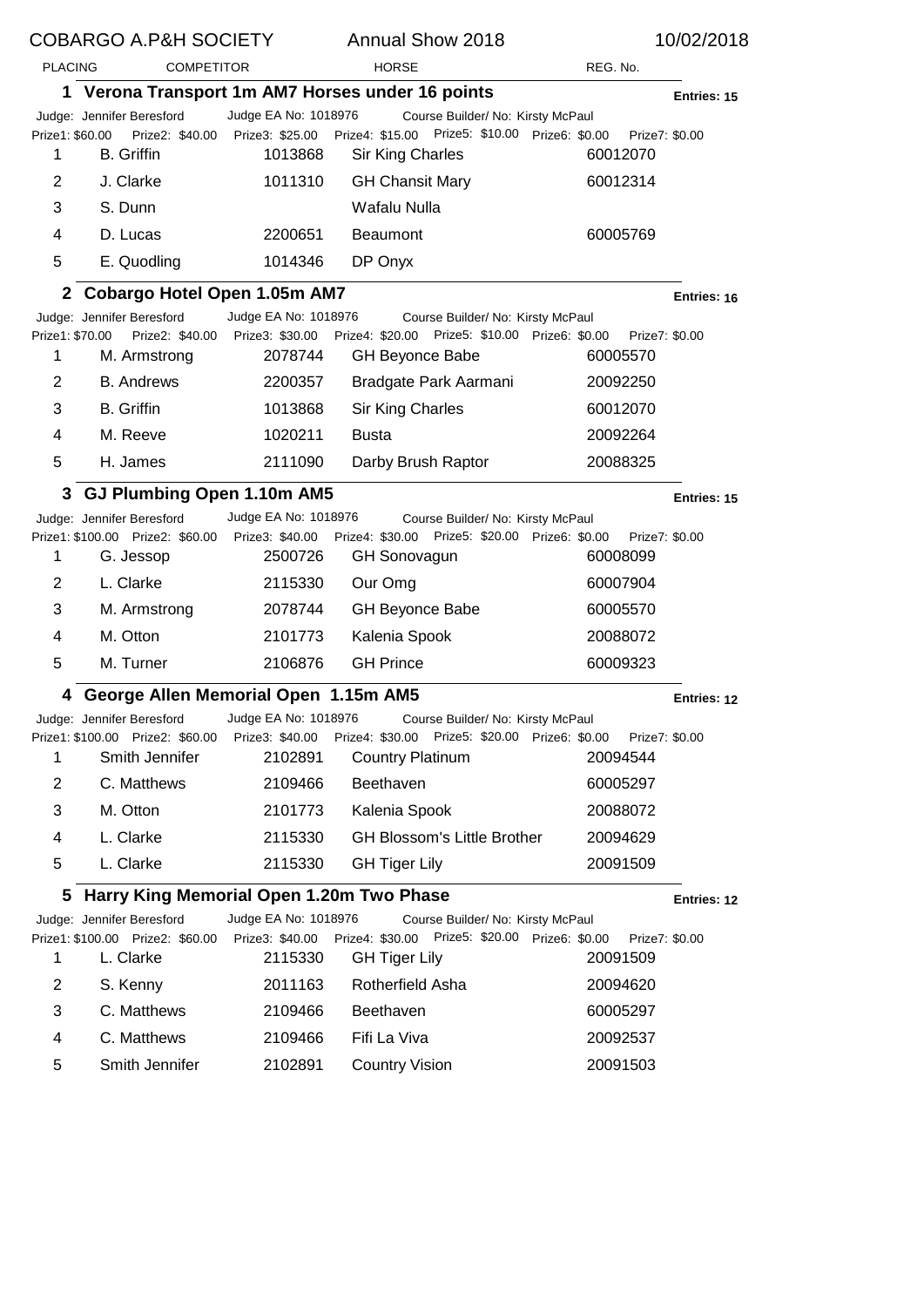# COBARGO A.P&H SOCIETY — Annual Show 2018 — 10/02/2018

## 1 Verona Transport 1m AM7 Horses under 16 points

Entries: 15

Judge: Jennifer Beresford — Judge EA No: 1018976 — Course Builder/ No: Kirsty McPaul

Prize1: $60.00 Prize2: $40.00 Prize3: $25.00 Prize4: $15.00 Prize5: $10.00 Prize6: $0.00 Prize7: $0.00

| PLACING | COMPETITOR | | HORSE | REG. No. |
|---|---|---|---|---|
| 1 | B. Griffin | 1013868 | Sir King Charles | 60012070 |
| 2 | J. Clarke | 1011310 | GH Chansit Mary | 60012314 |
| 3 | S. Dunn | | Wafalu Nulla | |
| 4 | D. Lucas | 2200651 | Beaumont | 60005769 |
| 5 | E. Quodling | 1014346 | DP Onyx | |

## 2 Cobargo Hotel Open 1.05m AM7

Entries: 16

Judge: Jennifer Beresford — Judge EA No: 1018976 — Course Builder/ No: Kirsty McPaul

Prize1: $70.00 Prize2: $40.00 Prize3: $30.00 Prize4: $20.00 Prize5: $10.00 Prize6: $0.00 Prize7: $0.00

| PLACING | COMPETITOR | | HORSE | REG. No. |
|---|---|---|---|---|
| 1 | M. Armstrong | 2078744 | GH Beyonce Babe | 60005570 |
| 2 | B. Andrews | 2200357 | Bradgate Park Aarmani | 20092250 |
| 3 | B. Griffin | 1013868 | Sir King Charles | 60012070 |
| 4 | M. Reeve | 1020211 | Busta | 20092264 |
| 5 | H. James | 2111090 | Darby Brush Raptor | 20088325 |

## 3 GJ Plumbing Open 1.10m AM5

Entries: 15

Judge: Jennifer Beresford — Judge EA No: 1018976 — Course Builder/ No: Kirsty McPaul

Prize1: $100.00 Prize2: $60.00 Prize3: $40.00 Prize4: $30.00 Prize5: $20.00 Prize6: $0.00 Prize7: $0.00

| PLACING | COMPETITOR | | HORSE | REG. No. |
|---|---|---|---|---|
| 1 | G. Jessop | 2500726 | GH Sonovagun | 60008099 |
| 2 | L. Clarke | 2115330 | Our Omg | 60007904 |
| 3 | M. Armstrong | 2078744 | GH Beyonce Babe | 60005570 |
| 4 | M. Otton | 2101773 | Kalenia Spook | 20088072 |
| 5 | M. Turner | 2106876 | GH Prince | 60009323 |

## 4 George Allen Memorial Open 1.15m AM5

Entries: 12

Judge: Jennifer Beresford — Judge EA No: 1018976 — Course Builder/ No: Kirsty McPaul

Prize1: $100.00 Prize2: $60.00 Prize3: $40.00 Prize4: $30.00 Prize5: $20.00 Prize6: $0.00 Prize7: $0.00

| PLACING | COMPETITOR | | HORSE | REG. No. |
|---|---|---|---|---|
| 1 | Smith Jennifer | 2102891 | Country Platinum | 20094544 |
| 2 | C. Matthews | 2109466 | Beethaven | 60005297 |
| 3 | M. Otton | 2101773 | Kalenia Spook | 20088072 |
| 4 | L. Clarke | 2115330 | GH Blossom's Little Brother | 20094629 |
| 5 | L. Clarke | 2115330 | GH Tiger Lily | 20091509 |

## 5 Harry King Memorial Open 1.20m Two Phase

Entries: 12

Judge: Jennifer Beresford — Judge EA No: 1018976 — Course Builder/ No: Kirsty McPaul

Prize1: $100.00 Prize2: $60.00 Prize3: $40.00 Prize4: $30.00 Prize5: $20.00 Prize6: $0.00 Prize7: $0.00

| PLACING | COMPETITOR | | HORSE | REG. No. |
|---|---|---|---|---|
| 1 | L. Clarke | 2115330 | GH Tiger Lily | 20091509 |
| 2 | S. Kenny | 2011163 | Rotherfield Asha | 20094620 |
| 3 | C. Matthews | 2109466 | Beethaven | 60005297 |
| 4 | C. Matthews | 2109466 | Fifi La Viva | 20092537 |
| 5 | Smith Jennifer | 2102891 | Country Vision | 20091503 |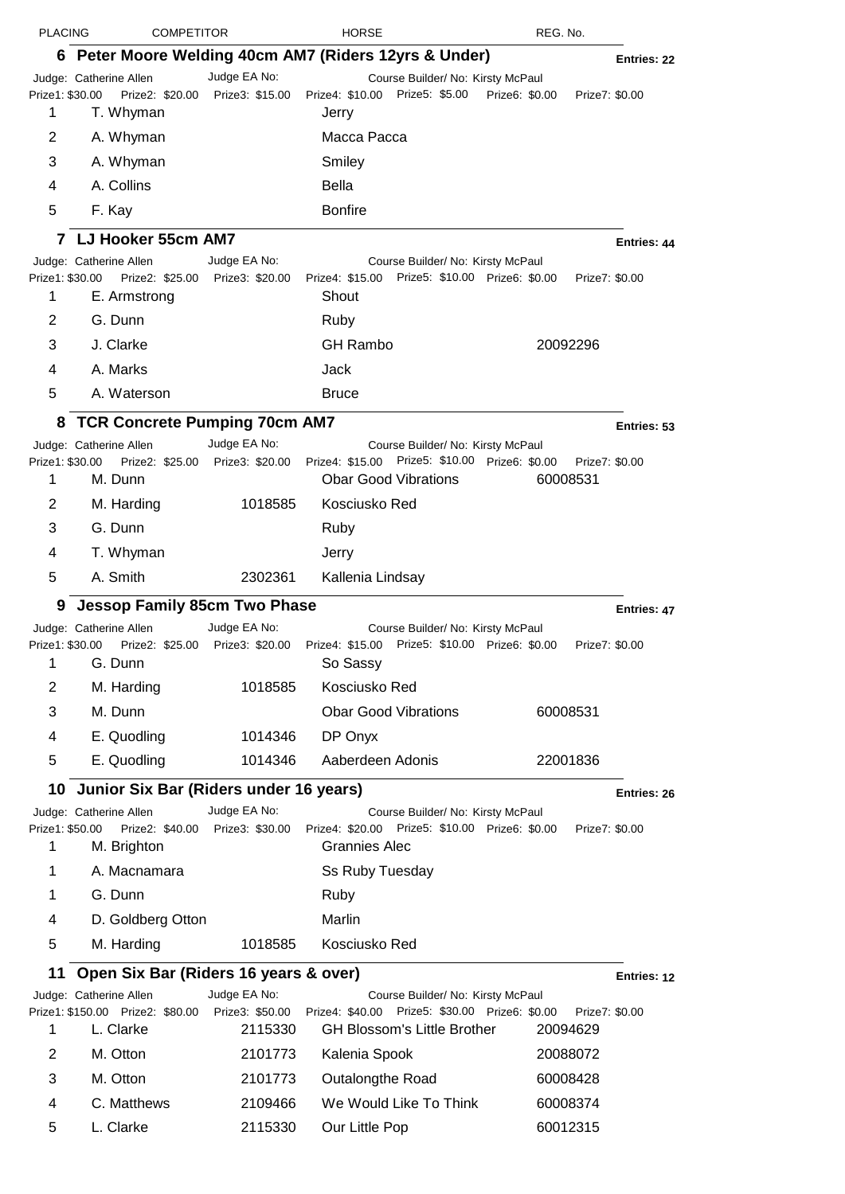| PLACING | COMPETITOR | | HORSE | REG. No. |
|---|---|---|---|---|

## 6 Peter Moore Welding 40cm AM7 (Riders 12yrs & Under)

Entries: 22

Judge: Catherine Allen   Judge EA No:   Course Builder/ No: Kirsty McPaul

Prize1: $30.00   Prize2: $20.00   Prize3: $15.00   Prize4: $10.00   Prize5: $5.00   Prize6: $0.00   Prize7: $0.00

| Placing | Competitor | | Horse | Reg. No. |
|---|---|---|---|---|
| 1 | T. Whyman | | Jerry | |
| 2 | A. Whyman | | Macca Pacca | |
| 3 | A. Whyman | | Smiley | |
| 4 | A. Collins | | Bella | |
| 5 | F. Kay | | Bonfire | |

## 7 LJ Hooker 55cm AM7

Entries: 44

Judge: Catherine Allen   Judge EA No:   Course Builder/ No: Kirsty McPaul

Prize1: $30.00   Prize2: $25.00   Prize3: $20.00   Prize4: $15.00   Prize5: $10.00   Prize6: $0.00   Prize7: $0.00

| Placing | Competitor | | Horse | Reg. No. |
|---|---|---|---|---|
| 1 | E. Armstrong | | Shout | |
| 2 | G. Dunn | | Ruby | |
| 3 | J. Clarke | | GH Rambo | 20092296 |
| 4 | A. Marks | | Jack | |
| 5 | A. Waterson | | Bruce | |

## 8 TCR Concrete Pumping 70cm AM7

Entries: 53

Judge: Catherine Allen   Judge EA No:   Course Builder/ No: Kirsty McPaul

Prize1: $30.00   Prize2: $25.00   Prize3: $20.00   Prize4: $15.00   Prize5: $10.00   Prize6: $0.00   Prize7: $0.00

| Placing | Competitor | | Horse | Reg. No. |
|---|---|---|---|---|
| 1 | M. Dunn | | Obar Good Vibrations | 60008531 |
| 2 | M. Harding | 1018585 | Kosciusko Red | |
| 3 | G. Dunn | | Ruby | |
| 4 | T. Whyman | | Jerry | |
| 5 | A. Smith | 2302361 | Kallenia Lindsay | |

## 9 Jessop Family 85cm Two Phase

Entries: 47

Judge: Catherine Allen   Judge EA No:   Course Builder/ No: Kirsty McPaul

Prize1: $30.00   Prize2: $25.00   Prize3: $20.00   Prize4: $15.00   Prize5: $10.00   Prize6: $0.00   Prize7: $0.00

| Placing | Competitor | | Horse | Reg. No. |
|---|---|---|---|---|
| 1 | G. Dunn | | So Sassy | |
| 2 | M. Harding | 1018585 | Kosciusko Red | |
| 3 | M. Dunn | | Obar Good Vibrations | 60008531 |
| 4 | E. Quodling | 1014346 | DP Onyx | |
| 5 | E. Quodling | 1014346 | Aaberdeen Adonis | 22001836 |

## 10 Junior Six Bar (Riders under 16 years)

Entries: 26

Judge: Catherine Allen   Judge EA No:   Course Builder/ No: Kirsty McPaul

Prize1: $50.00   Prize2: $40.00   Prize3: $30.00   Prize4: $20.00   Prize5: $10.00   Prize6: $0.00   Prize7: $0.00

| Placing | Competitor | | Horse | Reg. No. |
|---|---|---|---|---|
| 1 | M. Brighton | | Grannies Alec | |
| 1 | A. Macnamara | | Ss Ruby Tuesday | |
| 1 | G. Dunn | | Ruby | |
| 4 | D. Goldberg Otton | | Marlin | |
| 5 | M. Harding | 1018585 | Kosciusko Red | |

## 11 Open Six Bar (Riders 16 years & over)

Entries: 12

Judge: Catherine Allen   Judge EA No:   Course Builder/ No: Kirsty McPaul

Prize1: $150.00   Prize2: $80.00   Prize3: $50.00   Prize4: $40.00   Prize5: $30.00   Prize6: $0.00   Prize7: $0.00

| Placing | Competitor | | Horse | Reg. No. |
|---|---|---|---|---|
| 1 | L. Clarke | 2115330 | GH Blossom's Little Brother | 20094629 |
| 2 | M. Otton | 2101773 | Kalenia Spook | 20088072 |
| 3 | M. Otton | 2101773 | Outalongthe Road | 60008428 |
| 4 | C. Matthews | 2109466 | We Would Like To Think | 60008374 |
| 5 | L. Clarke | 2115330 | Our Little Pop | 60012315 |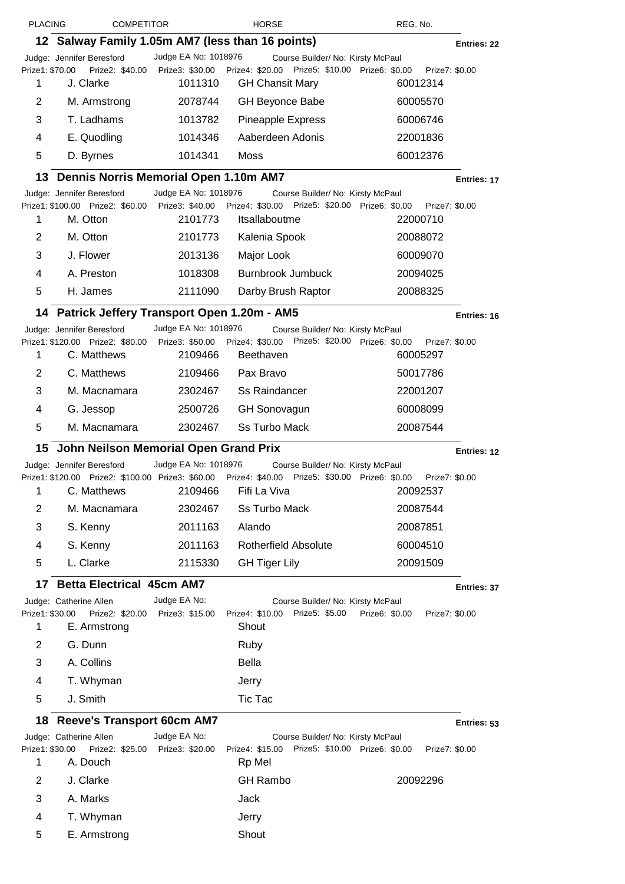| PLACING | COMPETITOR | | HORSE | REG. No. |
|---|---|---|---|---|

## 12 Salway Family 1.05m AM7 (less than 16 points)

Entries: 22

Judge: Jennifer Beresford Judge EA No: 1018976 Course Builder/ No: Kirsty McPaul

Prize1: $70.00 Prize2: $40.00 Prize3: $30.00 Prize4: $20.00 Prize5: $10.00 Prize6: $0.00 Prize7: $0.00

| | | | | |
|---|---|---|---|---|
| 1 | J. Clarke | 1011310 | GH Chansit Mary | 60012314 |
| 2 | M. Armstrong | 2078744 | GH Beyonce Babe | 60005570 |
| 3 | T. Ladhams | 1013782 | Pineapple Express | 60006746 |
| 4 | E. Quodling | 1014346 | Aaberdeen Adonis | 22001836 |
| 5 | D. Byrnes | 1014341 | Moss | 60012376 |

## 13 Dennis Norris Memorial Open 1.10m AM7

Entries: 17

Judge: Jennifer Beresford Judge EA No: 1018976 Course Builder/ No: Kirsty McPaul

Prize1: $100.00 Prize2: $60.00 Prize3: $40.00 Prize4: $30.00 Prize5: $20.00 Prize6: $0.00 Prize7: $0.00

| | | | | |
|---|---|---|---|---|
| 1 | M. Otton | 2101773 | Itsallaboutme | 22000710 |
| 2 | M. Otton | 2101773 | Kalenia Spook | 20088072 |
| 3 | J. Flower | 2013136 | Major Look | 60009070 |
| 4 | A. Preston | 1018308 | Burnbrook Jumbuck | 20094025 |
| 5 | H. James | 2111090 | Darby Brush Raptor | 20088325 |

## 14 Patrick Jeffery Transport Open 1.20m - AM5

Entries: 16

Judge: Jennifer Beresford Judge EA No: 1018976 Course Builder/ No: Kirsty McPaul

Prize1: $120.00 Prize2: $80.00 Prize3: $50.00 Prize4: $30.00 Prize5: $20.00 Prize6: $0.00 Prize7: $0.00

| | | | | |
|---|---|---|---|---|
| 1 | C. Matthews | 2109466 | Beethaven | 60005297 |
| 2 | C. Matthews | 2109466 | Pax Bravo | 50017786 |
| 3 | M. Macnamara | 2302467 | Ss Raindancer | 22001207 |
| 4 | G. Jessop | 2500726 | GH Sonovagun | 60008099 |
| 5 | M. Macnamara | 2302467 | Ss Turbo Mack | 20087544 |

## 15 John Neilson Memorial Open Grand Prix

Entries: 12

Judge: Jennifer Beresford Judge EA No: 1018976 Course Builder/ No: Kirsty McPaul

Prize1: $120.00 Prize2: $100.00 Prize3: $60.00 Prize4: $40.00 Prize5: $30.00 Prize6: $0.00 Prize7: $0.00

| | | | | |
|---|---|---|---|---|
| 1 | C. Matthews | 2109466 | Fifi La Viva | 20092537 |
| 2 | M. Macnamara | 2302467 | Ss Turbo Mack | 20087544 |
| 3 | S. Kenny | 2011163 | Alando | 20087851 |
| 4 | S. Kenny | 2011163 | Rotherfield Absolute | 60004510 |
| 5 | L. Clarke | 2115330 | GH Tiger Lily | 20091509 |

## 17 Betta Electrical 45cm AM7

Entries: 37

Judge: Catherine Allen Judge EA No: Course Builder/ No: Kirsty McPaul

Prize1: $30.00 Prize2: $20.00 Prize3: $15.00 Prize4: $10.00 Prize5: $5.00 Prize6: $0.00 Prize7: $0.00

| | | | | |
|---|---|---|---|---|
| 1 | E. Armstrong | | Shout | |
| 2 | G. Dunn | | Ruby | |
| 3 | A. Collins | | Bella | |
| 4 | T. Whyman | | Jerry | |
| 5 | J. Smith | | Tic Tac | |

## 18 Reeve's Transport 60cm AM7

Entries: 53

Judge: Catherine Allen Judge EA No: Course Builder/ No: Kirsty McPaul

Prize1: $30.00 Prize2: $25.00 Prize3: $20.00 Prize4: $15.00 Prize5: $10.00 Prize6: $0.00 Prize7: $0.00

| | | | | |
|---|---|---|---|---|
| 1 | A. Douch | | Rp Mel | |
| 2 | J. Clarke | | GH Rambo | 20092296 |
| 3 | A. Marks | | Jack | |
| 4 | T. Whyman | | Jerry | |
| 5 | E. Armstrong | | Shout | |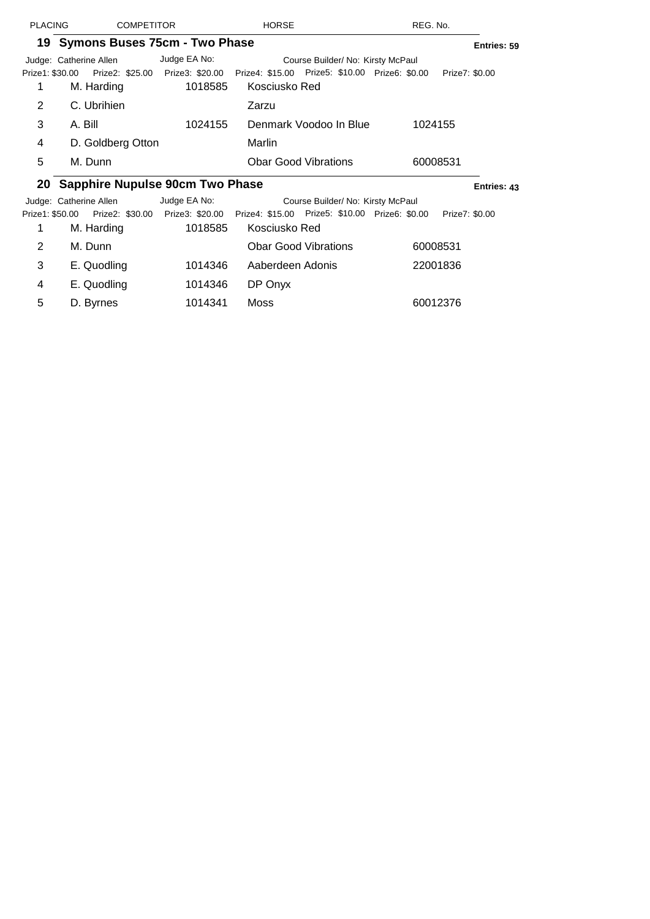| PLACING | COMPETITOR | | HORSE | REG. No. |
|---|---|---|---|---|

## 19 Symons Buses 75cm - Two Phase

**Entries: 59**

Judge: Catherine Allen    Judge EA No:    Course Builder/ No: Kirsty McPaul

Prize1: $30.00  Prize2: $25.00  Prize3: $20.00  Prize4: $15.00  Prize5: $10.00  Prize6: $0.00  Prize7: $0.00

| PLACING | COMPETITOR | | HORSE | REG. No. |
|---|---|---|---|---|
| 1 | M. Harding | 1018585 | Kosciusko Red | |
| 2 | C. Ubrihien | | Zarzu | |
| 3 | A. Bill | 1024155 | Denmark Voodoo In Blue | 1024155 |
| 4 | D. Goldberg Otton | | Marlin | |
| 5 | M. Dunn | | Obar Good Vibrations | 60008531 |

## 20 Sapphire Nupulse 90cm Two Phase

**Entries: 43**

Judge: Catherine Allen    Judge EA No:    Course Builder/ No: Kirsty McPaul

Prize1: $50.00  Prize2: $30.00  Prize3: $20.00  Prize4: $15.00  Prize5: $10.00  Prize6: $0.00  Prize7: $0.00

| PLACING | COMPETITOR | | HORSE | REG. No. |
|---|---|---|---|---|
| 1 | M. Harding | 1018585 | Kosciusko Red | |
| 2 | M. Dunn | | Obar Good Vibrations | 60008531 |
| 3 | E. Quodling | 1014346 | Aaberdeen Adonis | 22001836 |
| 4 | E. Quodling | 1014346 | DP Onyx | |
| 5 | D. Byrnes | 1014341 | Moss | 60012376 |